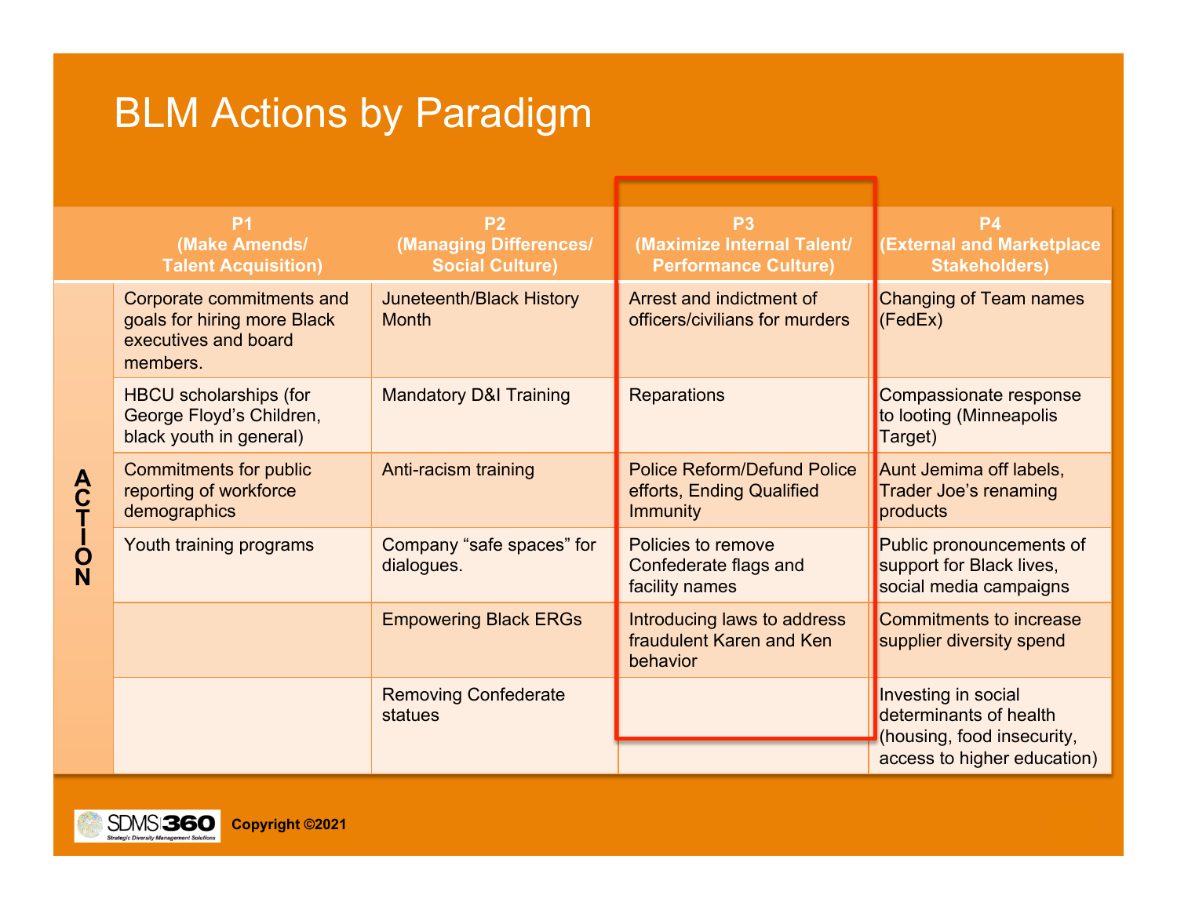# BLM Actions by Paradigm

| | P1 (Make Amends/ Talent Acquisition) | P2 (Managing Differences/ Social Culture) | P3 (Maximize Internal Talent/ Performance Culture) | P4 (External and Marketplace Stakeholders) |
|---|---|---|---|---|
| ACTION | Corporate commitments and goals for hiring more Black executives and board members. | Juneteenth/Black History Month | Arrest and indictment of officers/civilians for murders | Changing of Team names (FedEx) |
| | HBCU scholarships (for George Floyd's Children, black youth in general) | Mandatory D&I Training | Reparations | Compassionate response to looting (Minneapolis Target) |
| | Commitments for public reporting of workforce demographics | Anti-racism training | Police Reform/Defund Police efforts, Ending Qualified Immunity | Aunt Jemima off labels, Trader Joe's renaming products |
| | Youth training programs | Company "safe spaces" for dialogues. | Policies to remove Confederate flags and facility names | Public pronouncements of support for Black lives, social media campaigns |
| | | Empowering Black ERGs | Introducing laws to address fraudulent Karen and Ken behavior | Commitments to increase supplier diversity spend |
| | | Removing Confederate statues | | Investing in social determinants of health (housing, food insecurity, access to higher education) |

SDMS360 Strategic Diversity Management Solutions

Copyright ©2021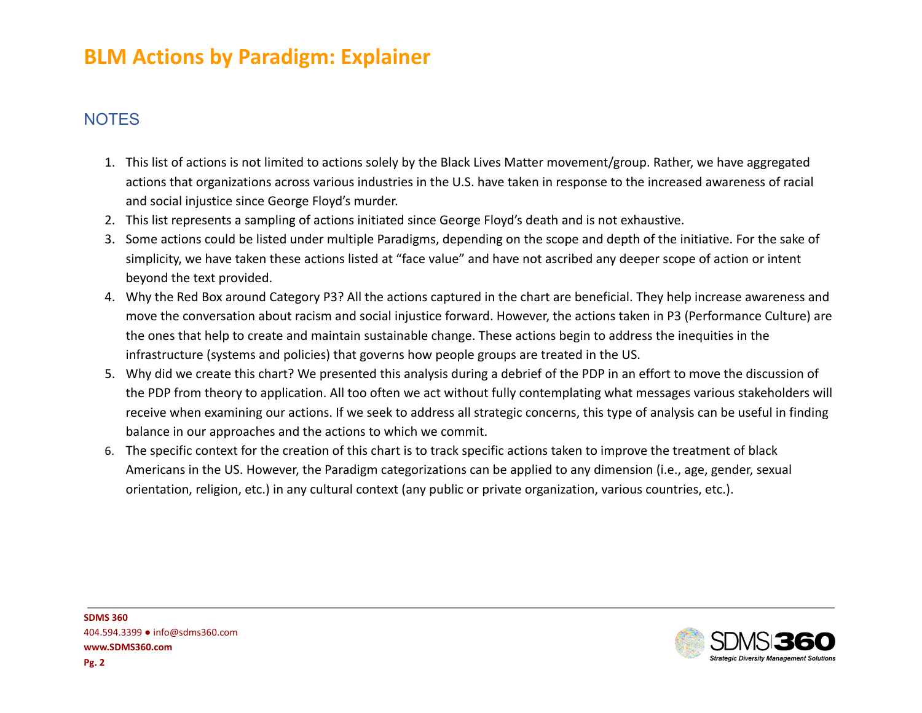# BLM Actions by Paradigm: Explainer

## NOTES

1. This list of actions is not limited to actions solely by the Black Lives Matter movement/group. Rather, we have aggregated actions that organizations across various industries in the U.S. have taken in response to the increased awareness of racial and social injustice since George Floyd's murder.
2. This list represents a sampling of actions initiated since George Floyd's death and is not exhaustive.
3. Some actions could be listed under multiple Paradigms, depending on the scope and depth of the initiative. For the sake of simplicity, we have taken these actions listed at "face value" and have not ascribed any deeper scope of action or intent beyond the text provided.
4. Why the Red Box around Category P3? All the actions captured in the chart are beneficial. They help increase awareness and move the conversation about racism and social injustice forward. However, the actions taken in P3 (Performance Culture) are the ones that help to create and maintain sustainable change. These actions begin to address the inequities in the infrastructure (systems and policies) that governs how people groups are treated in the US.
5. Why did we create this chart? We presented this analysis during a debrief of the PDP in an effort to move the discussion of the PDP from theory to application. All too often we act without fully contemplating what messages various stakeholders will receive when examining our actions. If we seek to address all strategic concerns, this type of analysis can be useful in finding balance in our approaches and the actions to which we commit.
6. The specific context for the creation of this chart is to track specific actions taken to improve the treatment of black Americans in the US. However, the Paradigm categorizations can be applied to any dimension (i.e., age, gender, sexual orientation, religion, etc.) in any cultural context (any public or private organization, various countries, etc.).

**SDMS 360**
404.594.3399 ● info@sdms360.com
**www.SDMS360.com**